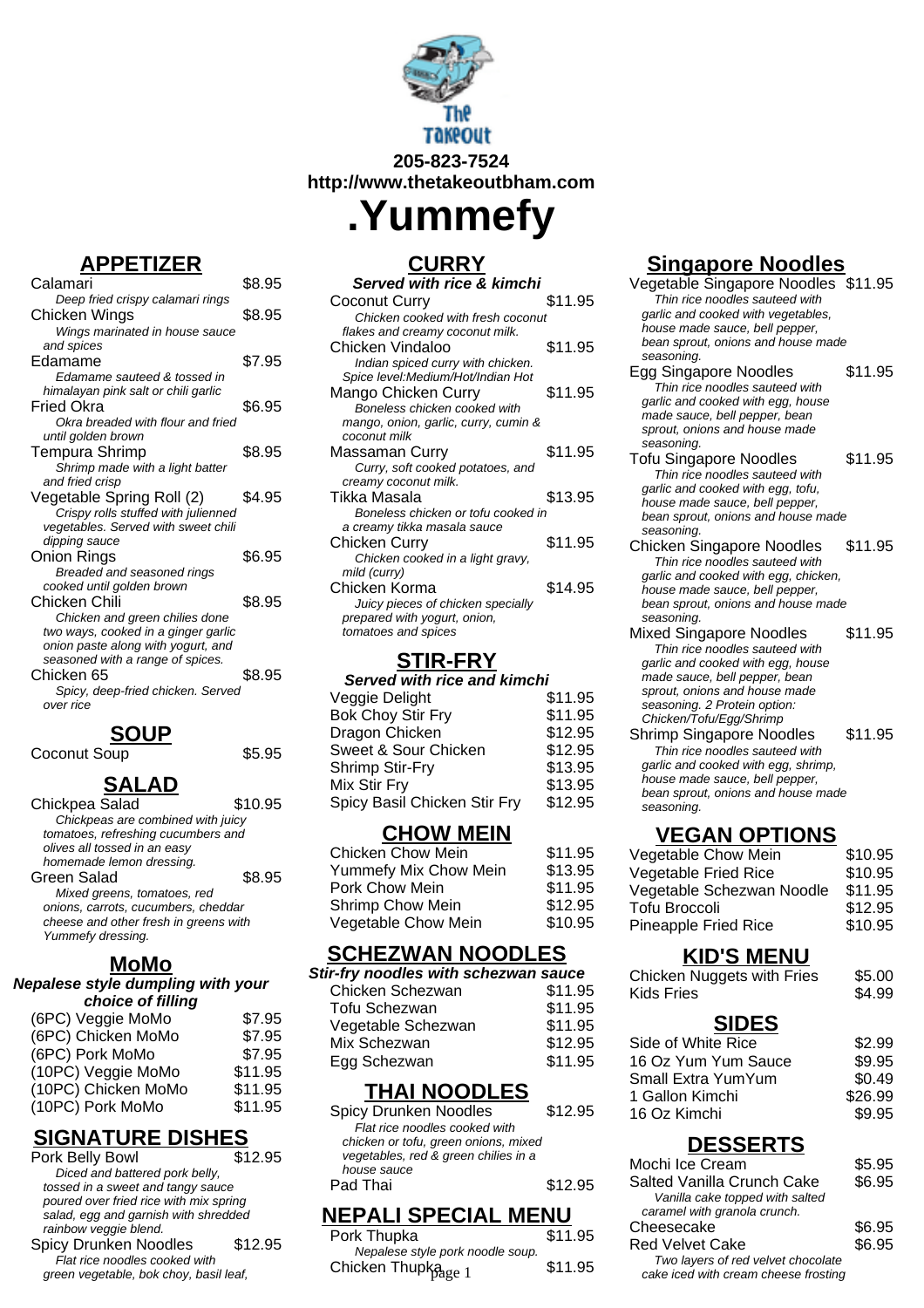205-823-7524
http://www.thetakeoutbham.com

# .Yummefy

## APPETIZER

| Item | Price |
|---|---|
| Calamari<br>*Deep fried crispy calamari rings* | $8.95 |
| Chicken Wings<br>*Wings marinated in house sauce and spices* | $8.95 |
| Edamame<br>*Edamame sauteed & tossed in himalayan pink salt or chili garlic* | $7.95 |
| Fried Okra<br>*Okra breaded with flour and fried until golden brown* | $6.95 |
| Tempura Shrimp<br>*Shrimp made with a light batter and fried crisp* | $8.95 |
| Vegetable Spring Roll (2)<br>*Crispy rolls stuffed with julienned vegetables. Served with sweet chili dipping sauce* | $4.95 |
| Onion Rings<br>*Breaded and seasoned rings cooked until golden brown* | $6.95 |
| Chicken Chili<br>*Chicken and green chilies done two ways, cooked in a ginger garlic onion paste along with yogurt, and seasoned with a range of spices.* | $8.95 |
| Chicken 65<br>*Spicy, deep-fried chicken. Served over rice* | $8.95 |

## SOUP

| Item | Price |
|---|---|
| Coconut Soup | $5.95 |

## SALAD

| Item | Price |
|---|---|
| Chickpea Salad<br>*Chickpeas are combined with juicy tomatoes, refreshing cucumbers and olives all tossed in an easy homemade lemon dressing.* | $10.95 |
| Green Salad<br>*Mixed greens, tomatoes, red onions, carrots, cucumbers, cheddar cheese and other fresh in greens with Yummefy dressing.* | $8.95 |

## MoMo

**Nepalese style dumpling with your choice of filling**

| Item | Price |
|---|---|
| (6PC) Veggie MoMo | $7.95 |
| (6PC) Chicken MoMo | $7.95 |
| (6PC) Pork MoMo | $7.95 |
| (10PC) Veggie MoMo | $11.95 |
| (10PC) Chicken MoMo | $11.95 |
| (10PC) Pork MoMo | $11.95 |

## SIGNATURE DISHES

| Item | Price |
|---|---|
| Pork Belly Bowl<br>*Diced and battered pork belly, tossed in a sweet and tangy sauce poured over fried rice with mix spring salad, egg and garnish with shredded rainbow veggie blend.* | $12.95 |
| Spicy Drunken Noodles<br>*Flat rice noodles cooked with green vegetable, bok choy, basil leaf,* | $12.95 |

## CURRY

**Served with rice & kimchi**

| Item | Price |
|---|---|
| Coconut Curry<br>*Chicken cooked with fresh coconut flakes and creamy coconut milk.* | $11.95 |
| Chicken Vindaloo<br>*Indian spiced curry with chicken. Spice level:Medium/Hot/Indian Hot* | $11.95 |
| Mango Chicken Curry<br>*Boneless chicken cooked with mango, onion, garlic, curry, cumin & coconut milk* | $11.95 |
| Massaman Curry<br>*Curry, soft cooked potatoes, and creamy coconut milk.* | $11.95 |
| Tikka Masala<br>*Boneless chicken or tofu cooked in a creamy tikka masala sauce* | $13.95 |
| Chicken Curry<br>*Chicken cooked in a light gravy, mild (curry)* | $11.95 |
| Chicken Korma<br>*Juicy pieces of chicken specially prepared with yogurt, onion, tomatoes and spices* | $14.95 |

## STIR-FRY

**Served with rice and kimchi**

| Item | Price |
|---|---|
| Veggie Delight | $11.95 |
| Bok Choy Stir Fry | $11.95 |
| Dragon Chicken | $12.95 |
| Sweet & Sour Chicken | $12.95 |
| Shrimp Stir-Fry | $13.95 |
| Mix Stir Fry | $13.95 |
| Spicy Basil Chicken Stir Fry | $12.95 |

## CHOW MEIN

| Item | Price |
|---|---|
| Chicken Chow Mein | $11.95 |
| Yummefy Mix Chow Mein | $13.95 |
| Pork Chow Mein | $11.95 |
| Shrimp Chow Mein | $12.95 |
| Vegetable Chow Mein | $10.95 |

## SCHEZWAN NOODLES

**Stir-fry noodles with schezwan sauce**

| Item | Price |
|---|---|
| Chicken Schezwan | $11.95 |
| Tofu Schezwan | $11.95 |
| Vegetable Schezwan | $11.95 |
| Mix Schezwan | $12.95 |
| Egg Schezwan | $11.95 |

## THAI NOODLES

| Item | Price |
|---|---|
| Spicy Drunken Noodles<br>*Flat rice noodles cooked with chicken or tofu, green onions, mixed vegetables, red & green chilies in a house sauce* | $12.95 |
| Pad Thai | $12.95 |

## NEPALI SPECIAL MENU

| Item | Price |
|---|---|
| Pork Thupka<br>*Nepalese style pork noodle soup.* | $11.95 |
| Chicken Thupka | $11.95 |

## Singapore Noodles

| Item | Price |
|---|---|
| Vegetable Singapore Noodles<br>*Thin rice noodles sauteed with garlic and cooked with vegetables, house made sauce, bell pepper, bean sprout, onions and house made seasoning.* | $11.95 |
| Egg Singapore Noodles<br>*Thin rice noodles sauteed with garlic and cooked with egg, house made sauce, bell pepper, bean sprout, onions and house made seasoning.* | $11.95 |
| Tofu Singapore Noodles<br>*Thin rice noodles sauteed with garlic and cooked with egg, tofu, house made sauce, bell pepper, bean sprout, onions and house made seasoning.* | $11.95 |
| Chicken Singapore Noodles<br>*Thin rice noodles sauteed with garlic and cooked with egg, chicken, house made sauce, bell pepper, bean sprout, onions and house made seasoning.* | $11.95 |
| Mixed Singapore Noodles<br>*Thin rice noodles sauteed with garlic and cooked with egg, house made sauce, bell pepper, bean sprout, onions and house made seasoning. 2 Protein option: Chicken/Tofu/Egg/Shrimp* | $11.95 |
| Shrimp Singapore Noodles<br>*Thin rice noodles sauteed with garlic and cooked with egg, shrimp, house made sauce, bell pepper, bean sprout, onions and house made seasoning.* | $11.95 |

## VEGAN OPTIONS

| Item | Price |
|---|---|
| Vegetable Chow Mein | $10.95 |
| Vegetable Fried Rice | $10.95 |
| Vegetable Schezwan Noodle | $11.95 |
| Tofu Broccoli | $12.95 |
| Pineapple Fried Rice | $10.95 |

## KID'S MENU

| Item | Price |
|---|---|
| Chicken Nuggets with Fries | $5.00 |
| Kids Fries | $4.99 |

## SIDES

| Item | Price |
|---|---|
| Side of White Rice | $2.99 |
| 16 Oz Yum Yum Sauce | $9.95 |
| Small Extra YumYum | $0.49 |
| 1 Gallon Kimchi | $26.99 |
| 16 Oz Kimchi | $9.95 |

## DESSERTS

| Item | Price |
|---|---|
| Mochi Ice Cream | $5.95 |
| Salted Vanilla Crunch Cake<br>*Vanilla cake topped with salted caramel with granola crunch.* | $6.95 |
| Cheesecake | $6.95 |
| Red Velvet Cake<br>*Two layers of red velvet chocolate cake iced with cream cheese frosting* | $6.95 |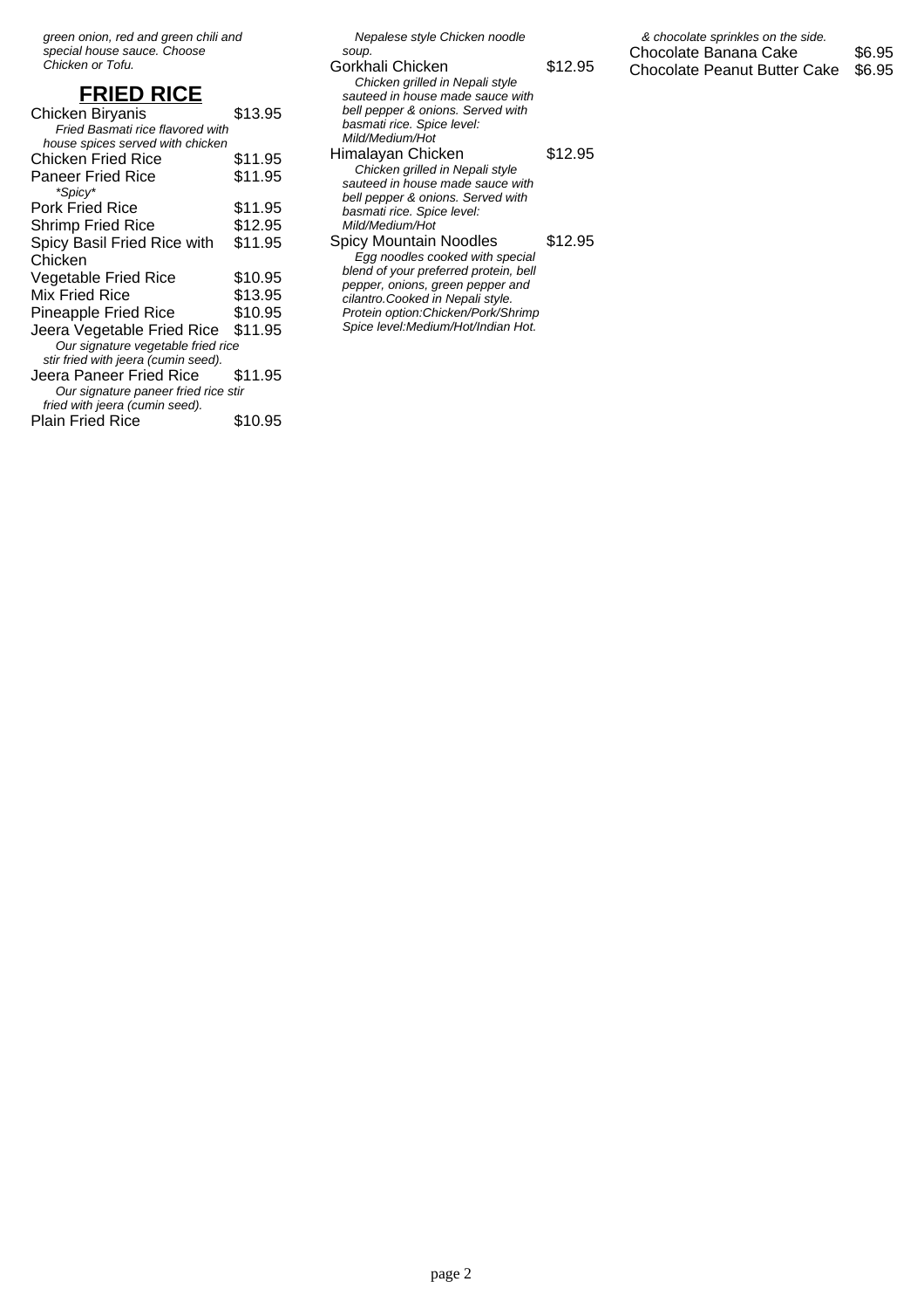*green onion, red and green chili and special house sauce. Choose Chicken or Tofu.*

## FRIED RICE

Chicken Biryanis $13.95
*Fried Basmati rice flavored with house spices served with chicken*

Chicken Fried Rice $11.95

Paneer Fried Rice $11.95
*\*Spicy\**

Pork Fried Rice $11.95

Shrimp Fried Rice $12.95

Spicy Basil Fried Rice with Chicken $11.95

Vegetable Fried Rice $10.95

Mix Fried Rice $13.95

Pineapple Fried Rice $10.95

Jeera Vegetable Fried Rice $11.95
*Our signature vegetable fried rice stir fried with jeera (cumin seed).*

Jeera Paneer Fried Rice $11.95
*Our signature paneer fried rice stir fried with jeera (cumin seed).*

Plain Fried Rice $10.95

*Nepalese style Chicken noodle soup.*

Gorkhali Chicken $12.95
*Chicken grilled in Nepali style sauteed in house made sauce with bell pepper & onions. Served with basmati rice. Spice level: Mild/Medium/Hot*

Himalayan Chicken $12.95
*Chicken grilled in Nepali style sauteed in house made sauce with bell pepper & onions. Served with basmati rice. Spice level: Mild/Medium/Hot*

Spicy Mountain Noodles $12.95
*Egg noodles cooked with special blend of your preferred protein, bell pepper, onions, green pepper and cilantro.Cooked in Nepali style. Protein option:Chicken/Pork/Shrimp Spice level:Medium/Hot/Indian Hot.*

*& chocolate sprinkles on the side.*

Chocolate Banana Cake $6.95

Chocolate Peanut Butter Cake $6.95